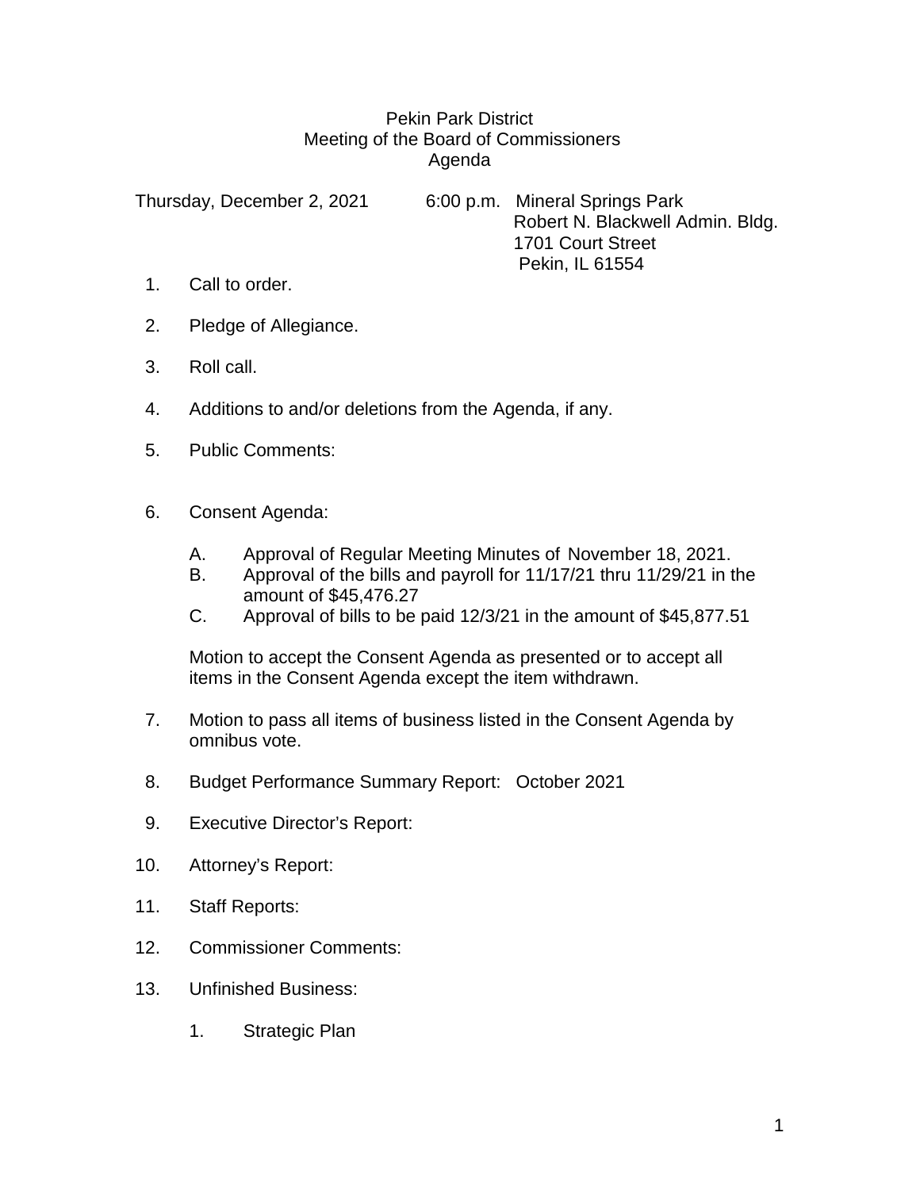# Pekin Park District
## Meeting of the Board of Commissioners
## Agenda

Thursday, December 2, 2021 6:00 p.m. Mineral Springs Park
Robert N. Blackwell Admin. Bldg.
1701 Court Street
Pekin, IL 61554

1. Call to order.

2. Pledge of Allegiance.

3. Roll call.

4. Additions to and/or deletions from the Agenda, if any.

5. Public Comments:

6. Consent Agenda:

   A. Approval of Regular Meeting Minutes of November 18, 2021.
   B. Approval of the bills and payroll for 11/17/21 thru 11/29/21 in the amount of $45,476.27
   C. Approval of bills to be paid 12/3/21 in the amount of $45,877.51

   Motion to accept the Consent Agenda as presented or to accept all items in the Consent Agenda except the item withdrawn.

7. Motion to pass all items of business listed in the Consent Agenda by omnibus vote.

8. Budget Performance Summary Report: October 2021

9. Executive Director's Report:

10. Attorney's Report:

11. Staff Reports:

12. Commissioner Comments:

13. Unfinished Business:

    1. Strategic Plan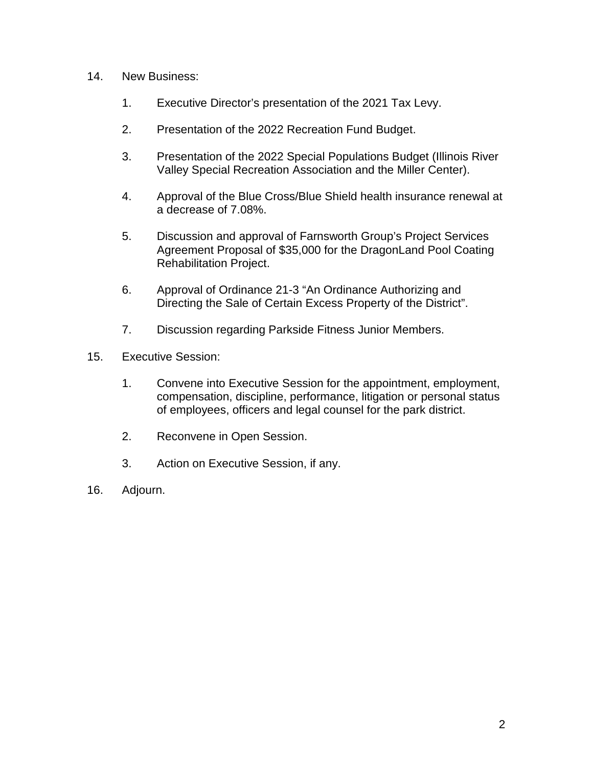14. New Business:

    1. Executive Director's presentation of the 2021 Tax Levy.

    2. Presentation of the 2022 Recreation Fund Budget.

    3. Presentation of the 2022 Special Populations Budget (Illinois River Valley Special Recreation Association and the Miller Center).

    4. Approval of the Blue Cross/Blue Shield health insurance renewal at a decrease of 7.08%.

    5. Discussion and approval of Farnsworth Group's Project Services Agreement Proposal of $35,000 for the DragonLand Pool Coating Rehabilitation Project.

    6. Approval of Ordinance 21-3 "An Ordinance Authorizing and Directing the Sale of Certain Excess Property of the District".

    7. Discussion regarding Parkside Fitness Junior Members.

15. Executive Session:

    1. Convene into Executive Session for the appointment, employment, compensation, discipline, performance, litigation or personal status of employees, officers and legal counsel for the park district.

    2. Reconvene in Open Session.

    3. Action on Executive Session, if any.

16. Adjourn.